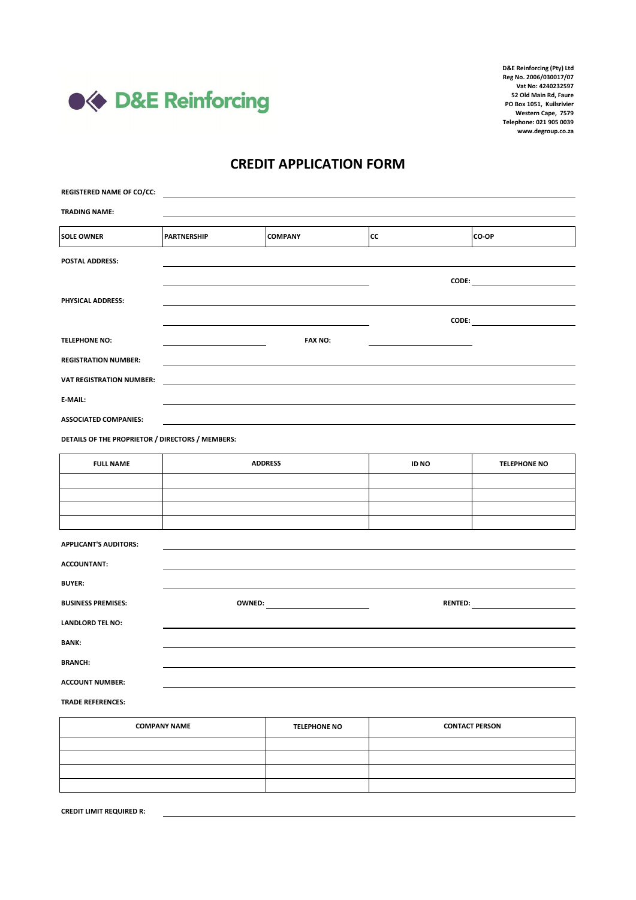D&E Reinforcing

**D&E Reinforcing (Pty) Ltd**
**Reg No. 2006/030017/07**
**Vat No: 4240232597**
**52 Old Main Rd, Faure**
**PO Box 1051, Kuilsrivier**
**Western Cape, 7579**
**Telephone: 021 905 0039**
**www.degroup.co.za**

# CREDIT APPLICATION FORM

**REGISTERED NAME OF CO/CC:** ____________________

**TRADING NAME:** ____________________

| SOLE OWNER | PARTNERSHIP | COMPANY | CC | CO-OP |
|---|---|---|---|---|

**POSTAL ADDRESS:** ____________________

____________________ **CODE:** __________

**PHYSICAL ADDRESS:** ____________________

____________________ **CODE:** __________

**TELEPHONE NO:** __________ **FAX NO:** __________

**REGISTRATION NUMBER:** ____________________

**VAT REGISTRATION NUMBER:** ____________________

**E-MAIL:** ____________________

**ASSOCIATED COMPANIES:** ____________________

**DETAILS OF THE PROPRIETOR / DIRECTORS / MEMBERS:**

| FULL NAME | ADDRESS | ID NO | TELEPHONE NO |
|---|---|---|---|
| | | | |
| | | | |
| | | | |
| | | | |

**APPLICANT'S AUDITORS:** ____________________

**ACCOUNTANT:** ____________________

**BUYER:** ____________________

**BUSINESS PREMISES:** **OWNED:** __________ **RENTED:** __________

**LANDLORD TEL NO:** ____________________

**BANK:** ____________________

**BRANCH:** ____________________

**ACCOUNT NUMBER:** ____________________

**TRADE REFERENCES:**

| COMPANY NAME | TELEPHONE NO | CONTACT PERSON |
|---|---|---|
| | | |
| | | |
| | | |
| | | |

**CREDIT LIMIT REQUIRED R:** ____________________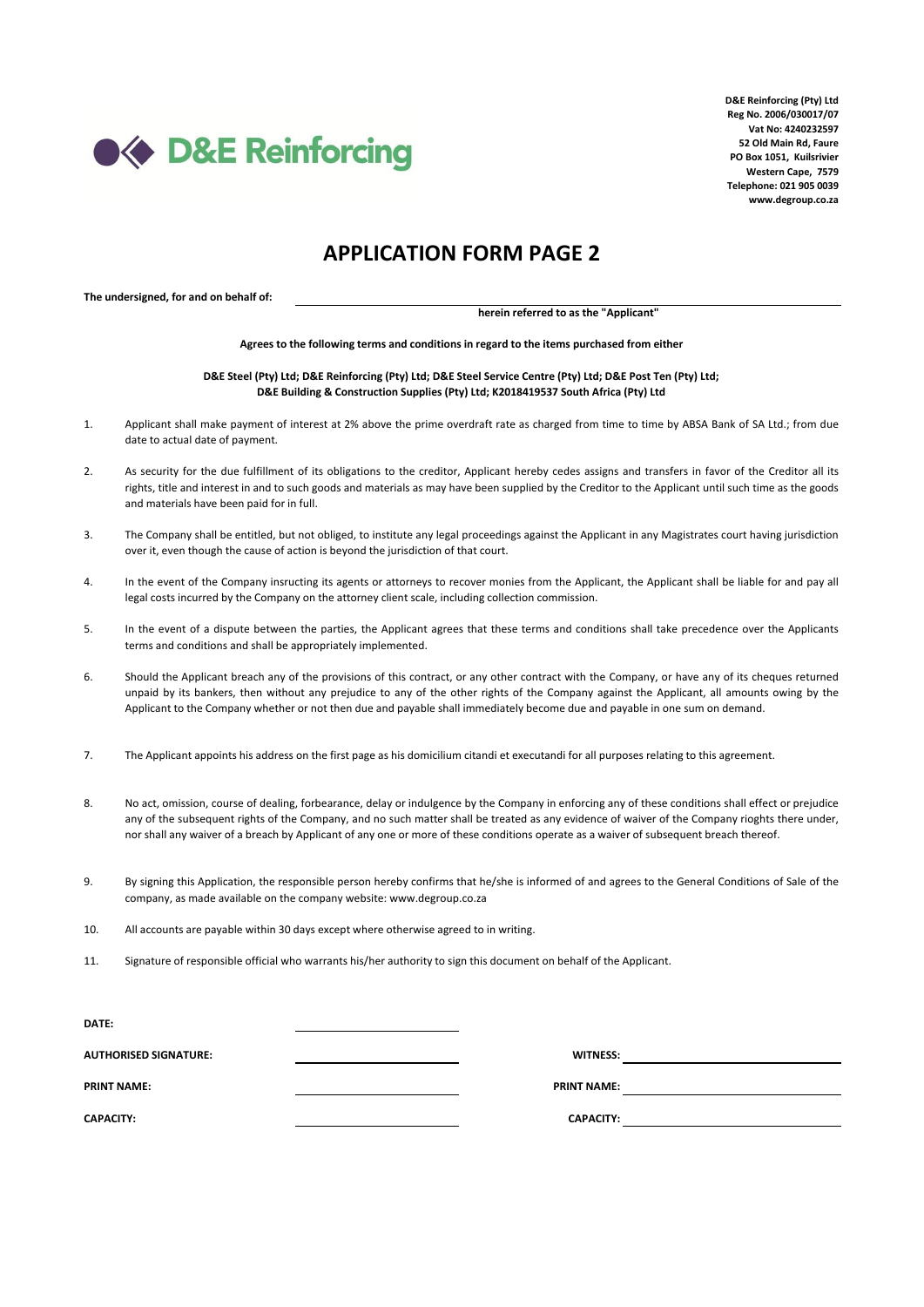D&E Reinforcing

**D&E Reinforcing (Pty) Ltd**
**Reg No. 2006/030017/07**
**Vat No: 4240232597**
**52 Old Main Rd, Faure**
**PO Box 1051, Kuilsrivier**
**Western Cape, 7579**
**Telephone: 021 905 0039**
**www.degroup.co.za**

# APPLICATION FORM PAGE 2

**The undersigned, for and on behalf of:** ______________________________

**herein referred to as the "Applicant"**

**Agrees to the following terms and conditions in regard to the items purchased from either**

**D&E Steel (Pty) Ltd; D&E Reinforcing (Pty) Ltd; D&E Steel Service Centre (Pty) Ltd; D&E Post Ten (Pty) Ltd; D&E Building & Construction Supplies (Pty) Ltd; K2018419537 South Africa (Pty) Ltd**

1. Applicant shall make payment of interest at 2% above the prime overdraft rate as charged from time to time by ABSA Bank of SA Ltd.; from due date to actual date of payment.

2. As security for the due fulfillment of its obligations to the creditor, Applicant hereby cedes assigns and transfers in favor of the Creditor all its rights, title and interest in and to such goods and materials as may have been supplied by the Creditor to the Applicant until such time as the goods and materials have been paid for in full.

3. The Company shall be entitled, but not obliged, to institute any legal proceedings against the Applicant in any Magistrates court having jurisdiction over it, even though the cause of action is beyond the jurisdiction of that court.

4. In the event of the Company insructing its agents or attorneys to recover monies from the Applicant, the Applicant shall be liable for and pay all legal costs incurred by the Company on the attorney client scale, including collection commission.

5. In the event of a dispute between the parties, the Applicant agrees that these terms and conditions shall take precedence over the Applicants terms and conditions and shall be appropriately implemented.

6. Should the Applicant breach any of the provisions of this contract, or any other contract with the Company, or have any of its cheques returned unpaid by its bankers, then without any prejudice to any of the other rights of the Company against the Applicant, all amounts owing by the Applicant to the Company whether or not then due and payable shall immediately become due and payable in one sum on demand.

7. The Applicant appoints his address on the first page as his domicilium citandi et executandi for all purposes relating to this agreement.

8. No act, omission, course of dealing, forbearance, delay or indulgence by the Company in enforcing any of these conditions shall effect or prejudice any of the subsequent rights of the Company, and no such matter shall be treated as any evidence of waiver of the Company rioghts there under, nor shall any waiver of a breach by Applicant of any one or more of these conditions operate as a waiver of subsequent breach thereof.

9. By signing this Application, the responsible person hereby confirms that he/she is informed of and agrees to the General Conditions of Sale of the company, as made available on the company website: www.degroup.co.za

10. All accounts are payable within 30 days except where otherwise agreed to in writing.

11. Signature of responsible official who warrants his/her authority to sign this document on behalf of the Applicant.

**DATE:** ______________________

**AUTHORISED SIGNATURE:** ______________________ **WITNESS:** ______________________

**PRINT NAME:** ______________________ **PRINT NAME:** ______________________

**CAPACITY:** ______________________ **CAPACITY:** ______________________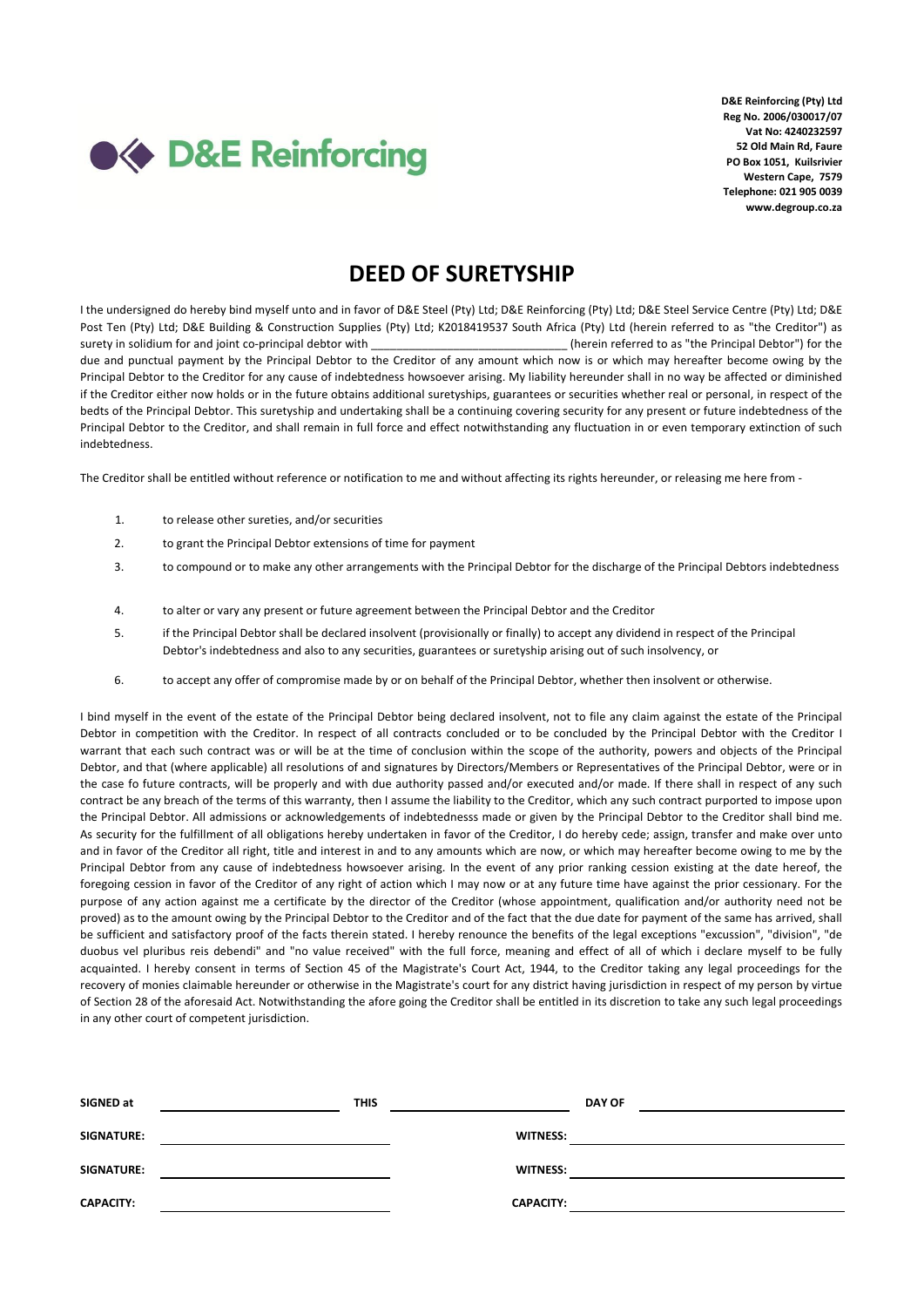D&E Reinforcing

**D&E Reinforcing (Pty) Ltd**
**Reg No. 2006/030017/07**
**Vat No: 4240232597**
**52 Old Main Rd, Faure**
**PO Box 1051, Kuilsrivier**
**Western Cape, 7579**
**Telephone: 021 905 0039**
**www.degroup.co.za**

# DEED OF SURETYSHIP

I the undersigned do hereby bind myself unto and in favor of D&E Steel (Pty) Ltd; D&E Reinforcing (Pty) Ltd; D&E Steel Service Centre (Pty) Ltd; D&E Post Ten (Pty) Ltd; D&E Building & Construction Supplies (Pty) Ltd; K2018419537 South Africa (Pty) Ltd (herein referred to as "the Creditor") as surety in solidium for and joint co-principal debtor with ______________________________ (herein referred to as "the Principal Debtor") for the due and punctual payment by the Principal Debtor to the Creditor of any amount which now is or which may hereafter become owing by the Principal Debtor to the Creditor for any cause of indebtedness howsoever arising. My liability hereunder shall in no way be affected or diminished if the Creditor either now holds or in the future obtains additional suretyships, guarantees or securities whether real or personal, in respect of the bedts of the Principal Debtor. This suretyship and undertaking shall be a continuing covering security for any present or future indebtedness of the Principal Debtor to the Creditor, and shall remain in full force and effect notwithstanding any fluctuation in or even temporary extinction of such indebtedness.

The Creditor shall be entitled without reference or notification to me and without affecting its rights hereunder, or releasing me here from -

1. to release other sureties, and/or securities
2. to grant the Principal Debtor extensions of time for payment
3. to compound or to make any other arrangements with the Principal Debtor for the discharge of the Principal Debtors indebtedness
4. to alter or vary any present or future agreement between the Principal Debtor and the Creditor
5. if the Principal Debtor shall be declared insolvent (provisionally or finally) to accept any dividend in respect of the Principal Debtor's indebtedness and also to any securities, guarantees or suretyship arising out of such insolvency, or
6. to accept any offer of compromise made by or on behalf of the Principal Debtor, whether then insolvent or otherwise.

I bind myself in the event of the estate of the Principal Debtor being declared insolvent, not to file any claim against the estate of the Principal Debtor in competition with the Creditor. In respect of all contracts concluded or to be concluded by the Principal Debtor with the Creditor I warrant that each such contract was or will be at the time of conclusion within the scope of the authority, powers and objects of the Principal Debtor, and that (where applicable) all resolutions of and signatures by Directors/Members or Representatives of the Principal Debtor, were or in the case fo future contracts, will be properly and with due authority passed and/or executed and/or made. If there shall in respect of any such contract be any breach of the terms of this warranty, then I assume the liability to the Creditor, which any such contract purported to impose upon the Principal Debtor. All admissions or acknowledgements of indebtednesss made or given by the Principal Debtor to the Creditor shall bind me. As security for the fulfillment of all obligations hereby undertaken in favor of the Creditor, I do hereby cede; assign, transfer and make over unto and in favor of the Creditor all right, title and interest in and to any amounts which are now, or which may hereafter become owing to me by the Principal Debtor from any cause of indebtedness howsoever arising. In the event of any prior ranking cession existing at the date hereof, the foregoing cession in favor of the Creditor of any right of action which I may now or at any future time have against the prior cessionary. For the purpose of any action against me a certificate by the director of the Creditor (whose appointment, qualification and/or authority need not be proved) as to the amount owing by the Principal Debtor to the Creditor and of the fact that the due date for payment of the same has arrived, shall be sufficient and satisfactory proof of the facts therein stated. I hereby renounce the benefits of the legal exceptions "excussion", "division", "de duobus vel pluribus reis debendi" and "no value received" with the full force, meaning and effect of all of which i declare myself to be fully acquainted. I hereby consent in terms of Section 45 of the Magistrate's Court Act, 1944, to the Creditor taking any legal proceedings for the recovery of monies claimable hereunder or otherwise in the Magistrate's court for any district having jurisdiction in respect of my person by virtue of Section 28 of the aforesaid Act. Notwithstanding the afore going the Creditor shall be entitled in its discretion to take any such legal proceedings in any other court of competent jurisdiction.

**SIGNED at** ______________________ **THIS** ______________________ **DAY OF** ______________________

**SIGNATURE:** ______________________ **WITNESS:** ______________________

**SIGNATURE:** ______________________ **WITNESS:** ______________________

**CAPACITY:** ______________________ **CAPACITY:** ______________________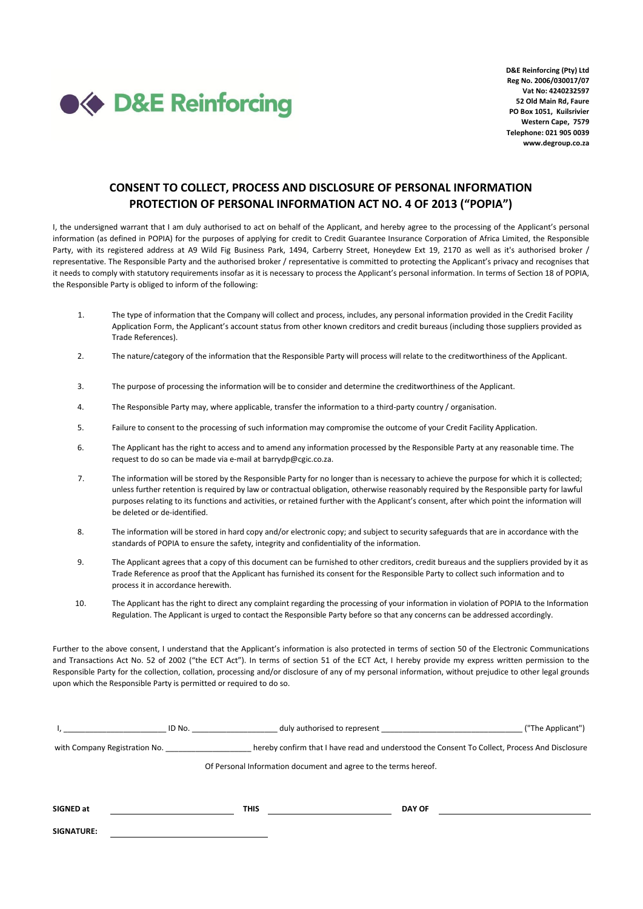**D&E Reinforcing**

**D&E Reinforcing (Pty) Ltd**
**Reg No. 2006/030017/07**
**Vat No: 4240232597**
**52 Old Main Rd, Faure**
**PO Box 1051, Kuilsrivier**
**Western Cape, 7579**
**Telephone: 021 905 0039**
**www.degroup.co.za**

## CONSENT TO COLLECT, PROCESS AND DISCLOSURE OF PERSONAL INFORMATION PROTECTION OF PERSONAL INFORMATION ACT NO. 4 OF 2013 ("POPIA")

I, the undersigned warrant that I am duly authorised to act on behalf of the Applicant, and hereby agree to the processing of the Applicant's personal information (as defined in POPIA) for the purposes of applying for credit to Credit Guarantee Insurance Corporation of Africa Limited, the Responsible Party, with its registered address at A9 Wild Fig Business Park, 1494, Carberry Street, Honeydew Ext 19, 2170 as well as it's authorised broker / representative. The Responsible Party and the authorised broker / representative is committed to protecting the Applicant's privacy and recognises that it needs to comply with statutory requirements insofar as it is necessary to process the Applicant's personal information. In terms of Section 18 of POPIA, the Responsible Party is obliged to inform of the following:

1. The type of information that the Company will collect and process, includes, any personal information provided in the Credit Facility Application Form, the Applicant's account status from other known creditors and credit bureaus (including those suppliers provided as Trade References).
2. The nature/category of the information that the Responsible Party will process will relate to the creditworthiness of the Applicant.
3. The purpose of processing the information will be to consider and determine the creditworthiness of the Applicant.
4. The Responsible Party may, where applicable, transfer the information to a third-party country / organisation.
5. Failure to consent to the processing of such information may compromise the outcome of your Credit Facility Application.
6. The Applicant has the right to access and to amend any information processed by the Responsible Party at any reasonable time. The request to do so can be made via e-mail at barrydp@cgic.co.za.
7. The information will be stored by the Responsible Party for no longer than is necessary to achieve the purpose for which it is collected; unless further retention is required by law or contractual obligation, otherwise reasonably required by the Responsible party for lawful purposes relating to its functions and activities, or retained further with the Applicant's consent, after which point the information will be deleted or de-identified.
8. The information will be stored in hard copy and/or electronic copy; and subject to security safeguards that are in accordance with the standards of POPIA to ensure the safety, integrity and confidentiality of the information.
9. The Applicant agrees that a copy of this document can be furnished to other creditors, credit bureaus and the suppliers provided by it as Trade Reference as proof that the Applicant has furnished its consent for the Responsible Party to collect such information and to process it in accordance herewith.
10. The Applicant has the right to direct any complaint regarding the processing of your information in violation of POPIA to the Information Regulation. The Applicant is urged to contact the Responsible Party before so that any concerns can be addressed accordingly.

Further to the above consent, I understand that the Applicant's information is also protected in terms of section 50 of the Electronic Communications and Transactions Act No. 52 of 2002 ("the ECT Act"). In terms of section 51 of the ECT Act, I hereby provide my express written permission to the Responsible Party for the collection, collation, processing and/or disclosure of any of my personal information, without prejudice to other legal grounds upon which the Responsible Party is permitted or required to do so.

I, ______________________ ID No. ___________________ duly authorised to represent ______________________________ ("The Applicant")

with Company Registration No. ___________________ hereby confirm that I have read and understood the Consent To Collect, Process And Disclosure Of Personal Information document and agree to the terms hereof.

**SIGNED at** ______________________ **THIS** ______________________ **DAY OF** ______________________

**SIGNATURE:** ______________________